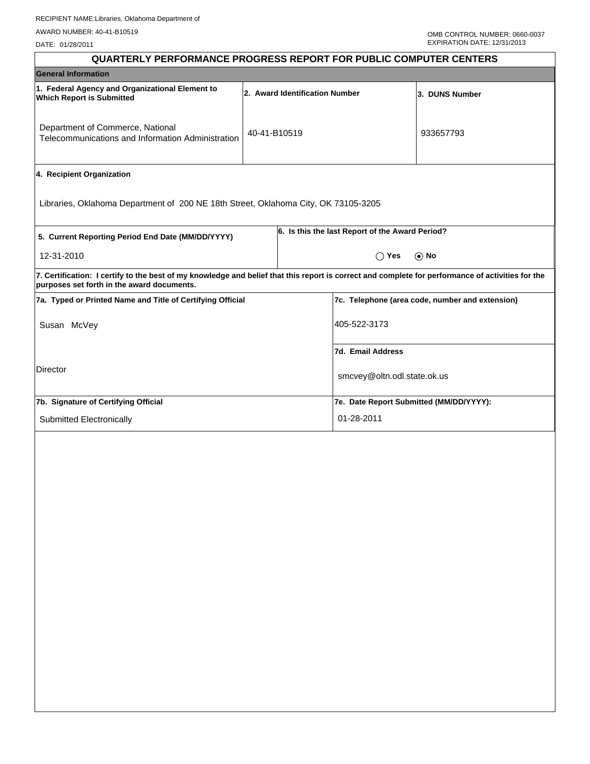RECIPIENT NAME:Libraries, Oklahoma Department of

AWARD NUMBER: 40-41-B10519

DATE: 01/28/2011

OMB CONTROL NUMBER: 0660-0037
EXPIRATION DATE: 12/31/2013

# QUARTERLY PERFORMANCE PROGRESS REPORT FOR PUBLIC COMPUTER CENTERS

## General Information

| 1. Federal Agency and Organizational Element to Which Report is Submitted | 2. Award Identification Number | 3. DUNS Number |
|---|---|---|
| Department of Commerce, National Telecommunications and Information Administration | 40-41-B10519 | 933657793 |

**4. Recipient Organization**

Libraries, Oklahoma Department of 200 NE 18th Street, Oklahoma City, OK 73105-3205

| 5. Current Reporting Period End Date (MM/DD/YYYY) | 6. Is this the last Report of the Award Period? |
|---|---|
| 12-31-2010 | ◯ Yes ⦿ No |

**7. Certification: I certify to the best of my knowledge and belief that this report is correct and complete for performance of activities for the purposes set forth in the award documents.**

| 7a. Typed or Printed Name and Title of Certifying Official | 7c. Telephone (area code, number and extension) |
|---|---|
| Susan McVey | 405-522-3173 |
| | **7d. Email Address** |
| Director | smcvey@oltn.odl.state.ok.us |
| **7b. Signature of Certifying Official** | **7e. Date Report Submitted (MM/DD/YYYY):** |
| Submitted Electronically | 01-28-2011 |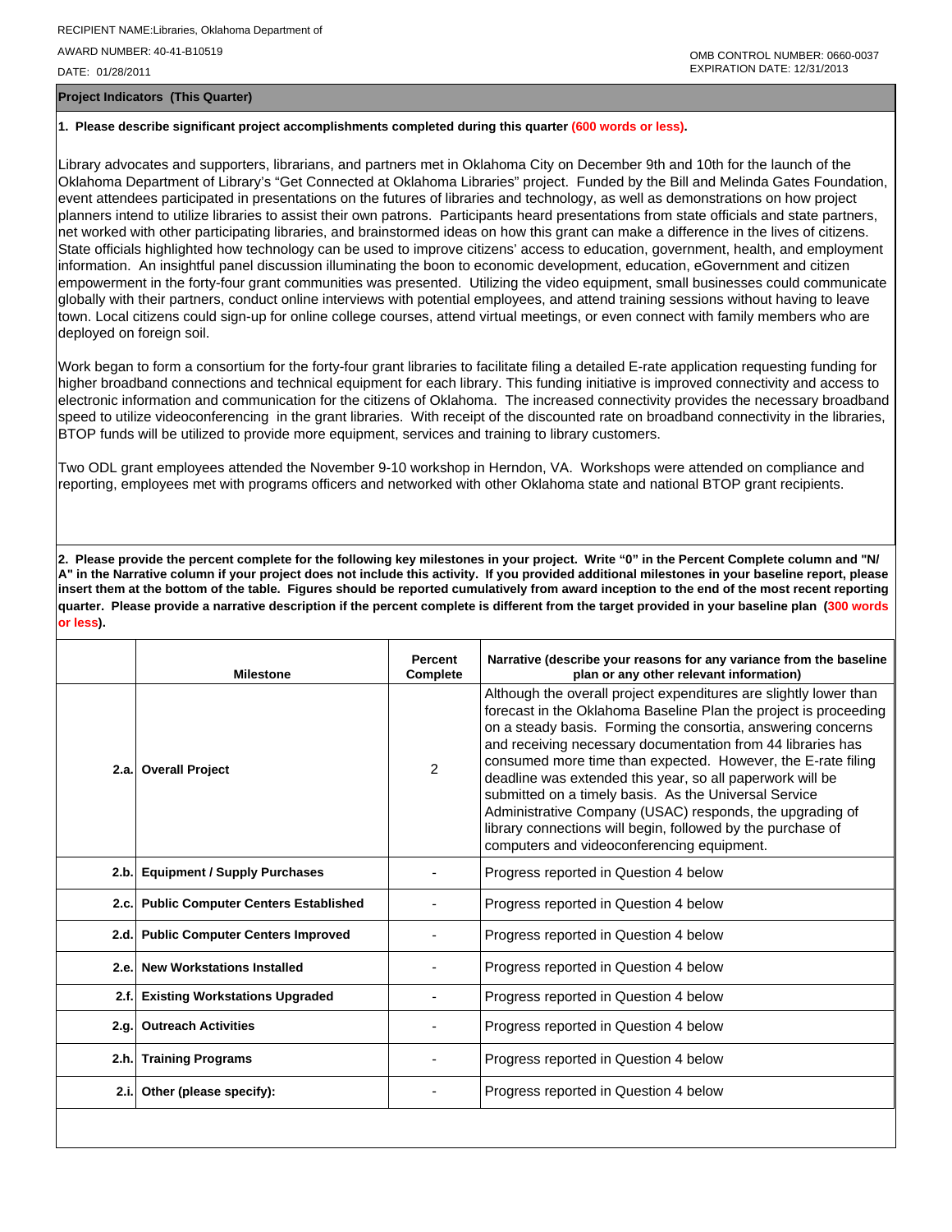RECIPIENT NAME:Libraries, Oklahoma Department of

AWARD NUMBER: 40-41-B10519

DATE: 01/28/2011

OMB CONTROL NUMBER: 0660-0037
EXPIRATION DATE: 12/31/2013

## Project Indicators (This Quarter)

**1. Please describe significant project accomplishments completed during this quarter (600 words or less).**

Library advocates and supporters, librarians, and partners met in Oklahoma City on December 9th and 10th for the launch of the Oklahoma Department of Library's "Get Connected at Oklahoma Libraries" project. Funded by the Bill and Melinda Gates Foundation, event attendees participated in presentations on the futures of libraries and technology, as well as demonstrations on how project planners intend to utilize libraries to assist their own patrons. Participants heard presentations from state officials and state partners, net worked with other participating libraries, and brainstormed ideas on how this grant can make a difference in the lives of citizens. State officials highlighted how technology can be used to improve citizens' access to education, government, health, and employment information. An insightful panel discussion illuminating the boon to economic development, education, eGovernment and citizen empowerment in the forty-four grant communities was presented. Utilizing the video equipment, small businesses could communicate globally with their partners, conduct online interviews with potential employees, and attend training sessions without having to leave town. Local citizens could sign-up for online college courses, attend virtual meetings, or even connect with family members who are deployed on foreign soil.

Work began to form a consortium for the forty-four grant libraries to facilitate filing a detailed E-rate application requesting funding for higher broadband connections and technical equipment for each library. This funding initiative is improved connectivity and access to electronic information and communication for the citizens of Oklahoma. The increased connectivity provides the necessary broadband speed to utilize videoconferencing in the grant libraries. With receipt of the discounted rate on broadband connectivity in the libraries, BTOP funds will be utilized to provide more equipment, services and training to library customers.

Two ODL grant employees attended the November 9-10 workshop in Herndon, VA. Workshops were attended on compliance and reporting, employees met with programs officers and networked with other Oklahoma state and national BTOP grant recipients.

**2. Please provide the percent complete for the following key milestones in your project. Write "0" in the Percent Complete column and "N/A" in the Narrative column if your project does not include this activity. If you provided additional milestones in your baseline report, please insert them at the bottom of the table. Figures should be reported cumulatively from award inception to the end of the most recent reporting quarter. Please provide a narrative description if the percent complete is different from the target provided in your baseline plan (300 words or less).**

| | Milestone | Percent Complete | Narrative (describe your reasons for any variance from the baseline plan or any other relevant information) |
|---|---|---|---|
| 2.a. | Overall Project | 2 | Although the overall project expenditures are slightly lower than forecast in the Oklahoma Baseline Plan the project is proceeding on a steady basis. Forming the consortia, answering concerns and receiving necessary documentation from 44 libraries has consumed more time than expected. However, the E-rate filing deadline was extended this year, so all paperwork will be submitted on a timely basis. As the Universal Service Administrative Company (USAC) responds, the upgrading of library connections will begin, followed by the purchase of computers and videoconferencing equipment. |
| 2.b. | Equipment / Supply Purchases | - | Progress reported in Question 4 below |
| 2.c. | Public Computer Centers Established | - | Progress reported in Question 4 below |
| 2.d. | Public Computer Centers Improved | - | Progress reported in Question 4 below |
| 2.e. | New Workstations Installed | - | Progress reported in Question 4 below |
| 2.f. | Existing Workstations Upgraded | - | Progress reported in Question 4 below |
| 2.g. | Outreach Activities | - | Progress reported in Question 4 below |
| 2.h. | Training Programs | - | Progress reported in Question 4 below |
| 2.i. | Other (please specify): | - | Progress reported in Question 4 below |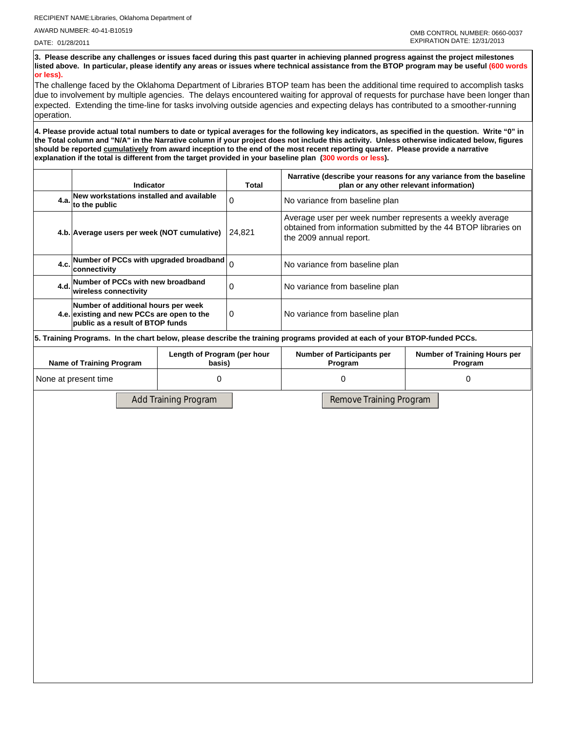RECIPIENT NAME:Libraries, Oklahoma Department of

AWARD NUMBER: 40-41-B10519

DATE: 01/28/2011

OMB CONTROL NUMBER: 0660-0037
EXPIRATION DATE: 12/31/2013

**3. Please describe any challenges or issues faced during this past quarter in achieving planned progress against the project milestones listed above. In particular, please identify any areas or issues where technical assistance from the BTOP program may be useful (600 words or less).**

The challenge faced by the Oklahoma Department of Libraries BTOP team has been the additional time required to accomplish tasks due to involvement by multiple agencies. The delays encountered waiting for approval of requests for purchase have been longer than expected. Extending the time-line for tasks involving outside agencies and expecting delays has contributed to a smoother-running operation.

**4. Please provide actual total numbers to date or typical averages for the following key indicators, as specified in the question. Write "0" in the Total column and "N/A" in the Narrative column if your project does not include this activity. Unless otherwise indicated below, figures should be reported cumulatively from award inception to the end of the most recent reporting quarter. Please provide a narrative explanation if the total is different from the target provided in your baseline plan (300 words or less).**

| | Indicator | Total | Narrative (describe your reasons for any variance from the baseline plan or any other relevant information) |
|---|---|---|---|
| 4.a. | New workstations installed and available to the public | 0 | No variance from baseline plan |
| 4.b. | Average users per week (NOT cumulative) | 24,821 | Average user per week number represents a weekly average obtained from information submitted by the 44 BTOP libraries on the 2009 annual report. |
| 4.c. | Number of PCCs with upgraded broadband connectivity | 0 | No variance from baseline plan |
| 4.d. | Number of PCCs with new broadband wireless connectivity | 0 | No variance from baseline plan |
| 4.e. | Number of additional hours per week existing and new PCCs are open to the public as a result of BTOP funds | 0 | No variance from baseline plan |

**5. Training Programs. In the chart below, please describe the training programs provided at each of your BTOP-funded PCCs.**

| Name of Training Program | Length of Program (per hour basis) | Number of Participants per Program | Number of Training Hours per Program |
|---|---|---|---|
| None at present time | 0 | 0 | 0 |

Add Training Program    Remove Training Program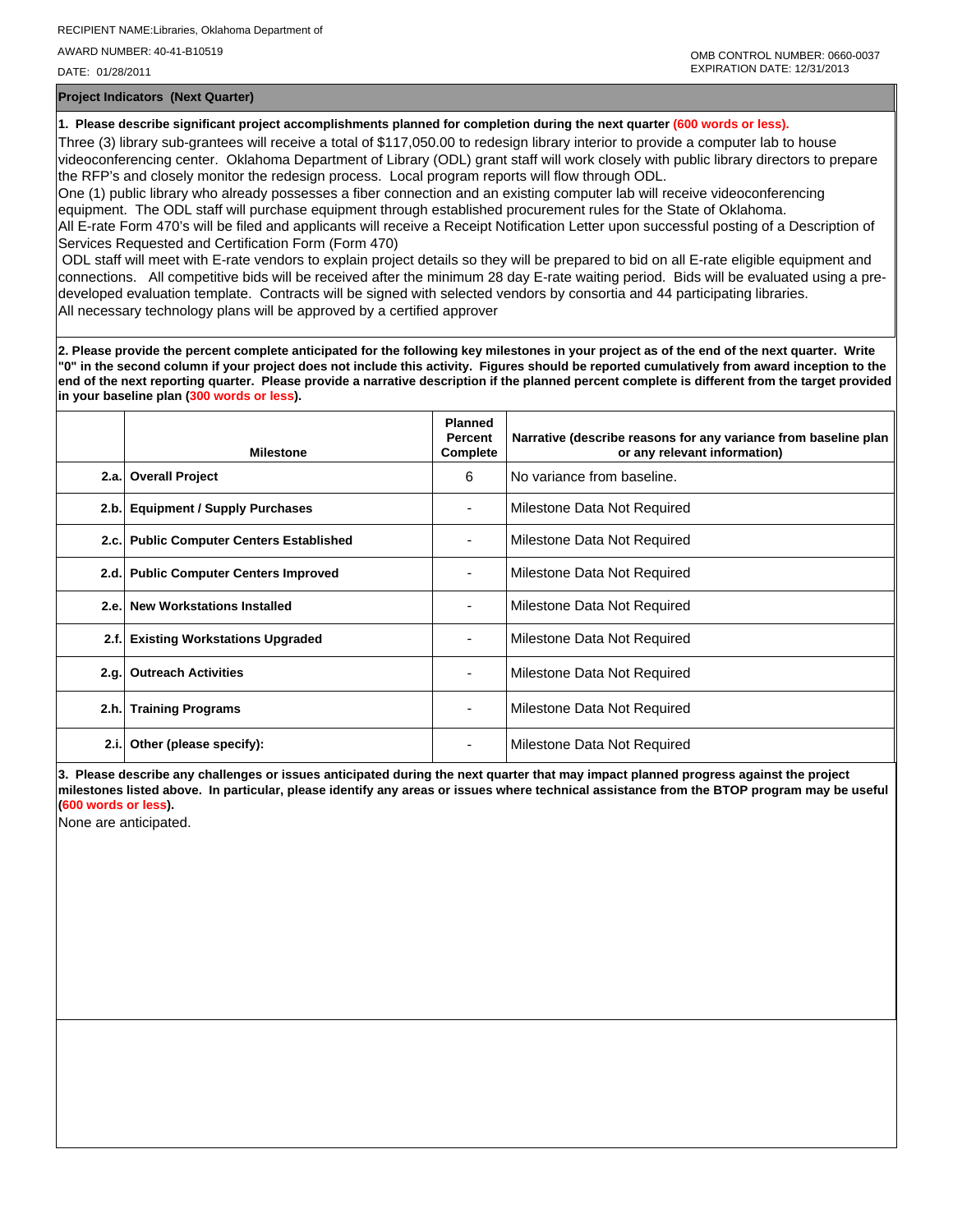RECIPIENT NAME:Libraries, Oklahoma Department of

AWARD NUMBER: 40-41-B10519

DATE: 01/28/2011

OMB CONTROL NUMBER: 0660-0037
EXPIRATION DATE: 12/31/2013

**Project Indicators (Next Quarter)**

**1. Please describe significant project accomplishments planned for completion during the next quarter (600 words or less).**

Three (3) library sub-grantees will receive a total of $117,050.00 to redesign library interior to provide a computer lab to house videoconferencing center. Oklahoma Department of Library (ODL) grant staff will work closely with public library directors to prepare the RFP's and closely monitor the redesign process. Local program reports will flow through ODL.
One (1) public library who already possesses a fiber connection and an existing computer lab will receive videoconferencing equipment. The ODL staff will purchase equipment through established procurement rules for the State of Oklahoma.
All E-rate Form 470's will be filed and applicants will receive a Receipt Notification Letter upon successful posting of a Description of Services Requested and Certification Form (Form 470)
ODL staff will meet with E-rate vendors to explain project details so they will be prepared to bid on all E-rate eligible equipment and connections. All competitive bids will be received after the minimum 28 day E-rate waiting period. Bids will be evaluated using a pre-developed evaluation template. Contracts will be signed with selected vendors by consortia and 44 participating libraries.
All necessary technology plans will be approved by a certified approver

**2. Please provide the percent complete anticipated for the following key milestones in your project as of the end of the next quarter. Write "0" in the second column if your project does not include this activity. Figures should be reported cumulatively from award inception to the end of the next reporting quarter. Please provide a narrative description if the planned percent complete is different from the target provided in your baseline plan (300 words or less).**

| | Milestone | Planned Percent Complete | Narrative (describe reasons for any variance from baseline plan or any relevant information) |
|---|---|---|---|
| 2.a. | Overall Project | 6 | No variance from baseline. |
| 2.b. | Equipment / Supply Purchases | - | Milestone Data Not Required |
| 2.c. | Public Computer Centers Established | - | Milestone Data Not Required |
| 2.d. | Public Computer Centers Improved | - | Milestone Data Not Required |
| 2.e. | New Workstations Installed | - | Milestone Data Not Required |
| 2.f. | Existing Workstations Upgraded | - | Milestone Data Not Required |
| 2.g. | Outreach Activities | - | Milestone Data Not Required |
| 2.h. | Training Programs | - | Milestone Data Not Required |
| 2.i. | Other (please specify): | - | Milestone Data Not Required |

**3. Please describe any challenges or issues anticipated during the next quarter that may impact planned progress against the project milestones listed above. In particular, please identify any areas or issues where technical assistance from the BTOP program may be useful (600 words or less).**

None are anticipated.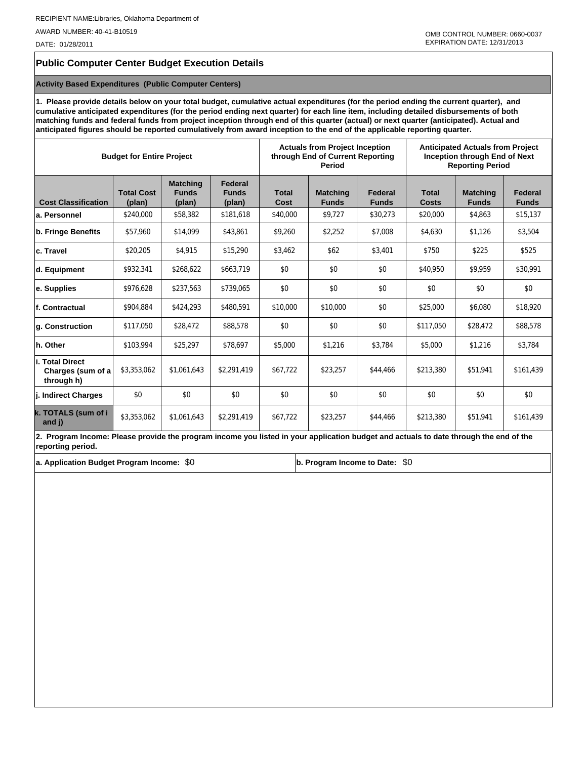RECIPIENT NAME:Libraries, Oklahoma Department of

AWARD NUMBER: 40-41-B10519

DATE: 01/28/2011

OMB CONTROL NUMBER: 0660-0037
EXPIRATION DATE: 12/31/2013

## Public Computer Center Budget Execution Details

**Activity Based Expenditures (Public Computer Centers)**

**1. Please provide details below on your total budget, cumulative actual expenditures (for the period ending the current quarter), and cumulative anticipated expenditures (for the period ending next quarter) for each line item, including detailed disbursements of both matching funds and federal funds from project inception through end of this quarter (actual) or next quarter (anticipated). Actual and anticipated figures should be reported cumulatively from award inception to the end of the applicable reporting quarter.**

| Budget for Entire Project | | | | Actuals from Project Inception through End of Current Reporting Period | | | Anticipated Actuals from Project Inception through End of Next Reporting Period | | |
|---|---|---|---|---|---|---|---|---|---|
| Cost Classification | Total Cost (plan) | Matching Funds (plan) | Federal Funds (plan) | Total Cost | Matching Funds | Federal Funds | Total Costs | Matching Funds | Federal Funds |
| a. Personnel | $240,000 | $58,382 | $181,618 | $40,000 | $9,727 | $30,273 | $20,000 | $4,863 | $15,137 |
| b. Fringe Benefits | $57,960 | $14,099 | $43,861 | $9,260 | $2,252 | $7,008 | $4,630 | $1,126 | $3,504 |
| c. Travel | $20,205 | $4,915 | $15,290 | $3,462 | $62 | $3,401 | $750 | $225 | $525 |
| d. Equipment | $932,341 | $268,622 | $663,719 | $0 | $0 | $0 | $40,950 | $9,959 | $30,991 |
| e. Supplies | $976,628 | $237,563 | $739,065 | $0 | $0 | $0 | $0 | $0 | $0 |
| f. Contractual | $904,884 | $424,293 | $480,591 | $10,000 | $10,000 | $0 | $25,000 | $6,080 | $18,920 |
| g. Construction | $117,050 | $28,472 | $88,578 | $0 | $0 | $0 | $117,050 | $28,472 | $88,578 |
| h. Other | $103,994 | $25,297 | $78,697 | $5,000 | $1,216 | $3,784 | $5,000 | $1,216 | $3,784 |
| i. Total Direct Charges (sum of a through h) | $3,353,062 | $1,061,643 | $2,291,419 | $67,722 | $23,257 | $44,466 | $213,380 | $51,941 | $161,439 |
| j. Indirect Charges | $0 | $0 | $0 | $0 | $0 | $0 | $0 | $0 | $0 |
| k. TOTALS (sum of i and j) | $3,353,062 | $1,061,643 | $2,291,419 | $67,722 | $23,257 | $44,466 | $213,380 | $51,941 | $161,439 |

**2. Program Income: Please provide the program income you listed in your application budget and actuals to date through the end of the reporting period.**

| | |
|---|---|
| **a. Application Budget Program Income:** $0 | **b. Program Income to Date:** $0 |